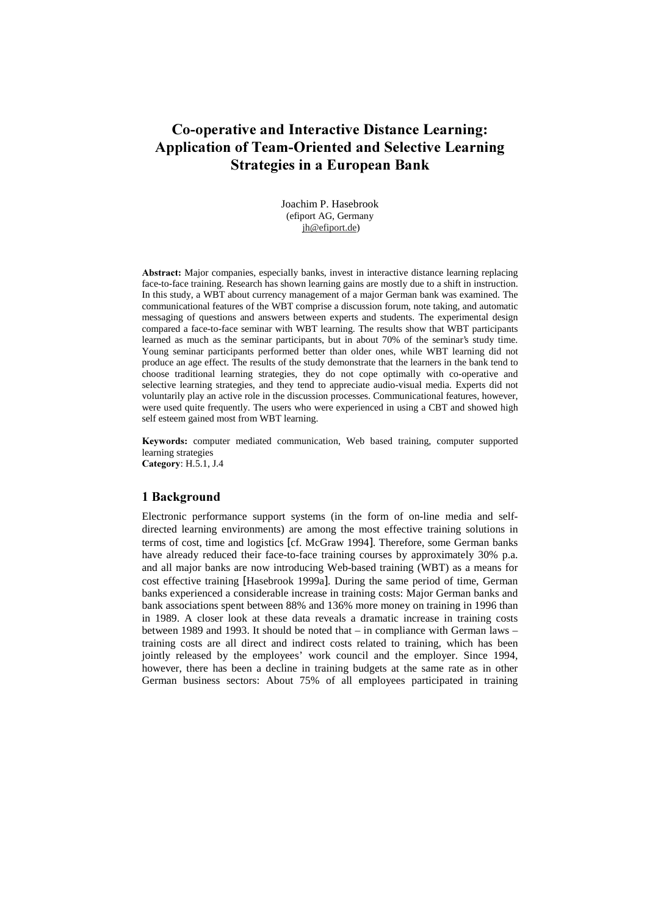# Co-operative and Interactive Distance Learning: Application of Team-Oriented and Selective Learning Strategies in a European Bank

Joachim P. Hasebrook
(efiport AG, Germany
jh@efiport.de)

**Abstract:** Major companies, especially banks, invest in interactive distance learning replacing face-to-face training. Research has shown learning gains are mostly due to a shift in instruction. In this study, a WBT about currency management of a major German bank was examined. The communicational features of the WBT comprise a discussion forum, note taking, and automatic messaging of questions and answers between experts and students. The experimental design compared a face-to-face seminar with WBT learning. The results show that WBT participants learned as much as the seminar participants, but in about 70% of the seminar's study time. Young seminar participants performed better than older ones, while WBT learning did not produce an age effect. The results of the study demonstrate that the learners in the bank tend to choose traditional learning strategies, they do not cope optimally with co-operative and selective learning strategies, and they tend to appreciate audio-visual media. Experts did not voluntarily play an active role in the discussion processes. Communicational features, however, were used quite frequently. The users who were experienced in using a CBT and showed high self esteem gained most from WBT learning.

**Keywords:** computer mediated communication, Web based training, computer supported learning strategies
**Category**: H.5.1, J.4

## 1 Background

Electronic performance support systems (in the form of on-line media and self-directed learning environments) are among the most effective training solutions in terms of cost, time and logistics [cf. McGraw 1994]. Therefore, some German banks have already reduced their face-to-face training courses by approximately 30% p.a. and all major banks are now introducing Web-based training (WBT) as a means for cost effective training [Hasebrook 1999a]. During the same period of time, German banks experienced a considerable increase in training costs: Major German banks and bank associations spent between 88% and 136% more money on training in 1996 than in 1989. A closer look at these data reveals a dramatic increase in training costs between 1989 and 1993. It should be noted that – in compliance with German laws – training costs are all direct and indirect costs related to training, which has been jointly released by the employees' work council and the employer. Since 1994, however, there has been a decline in training budgets at the same rate as in other German business sectors: About 75% of all employees participated in training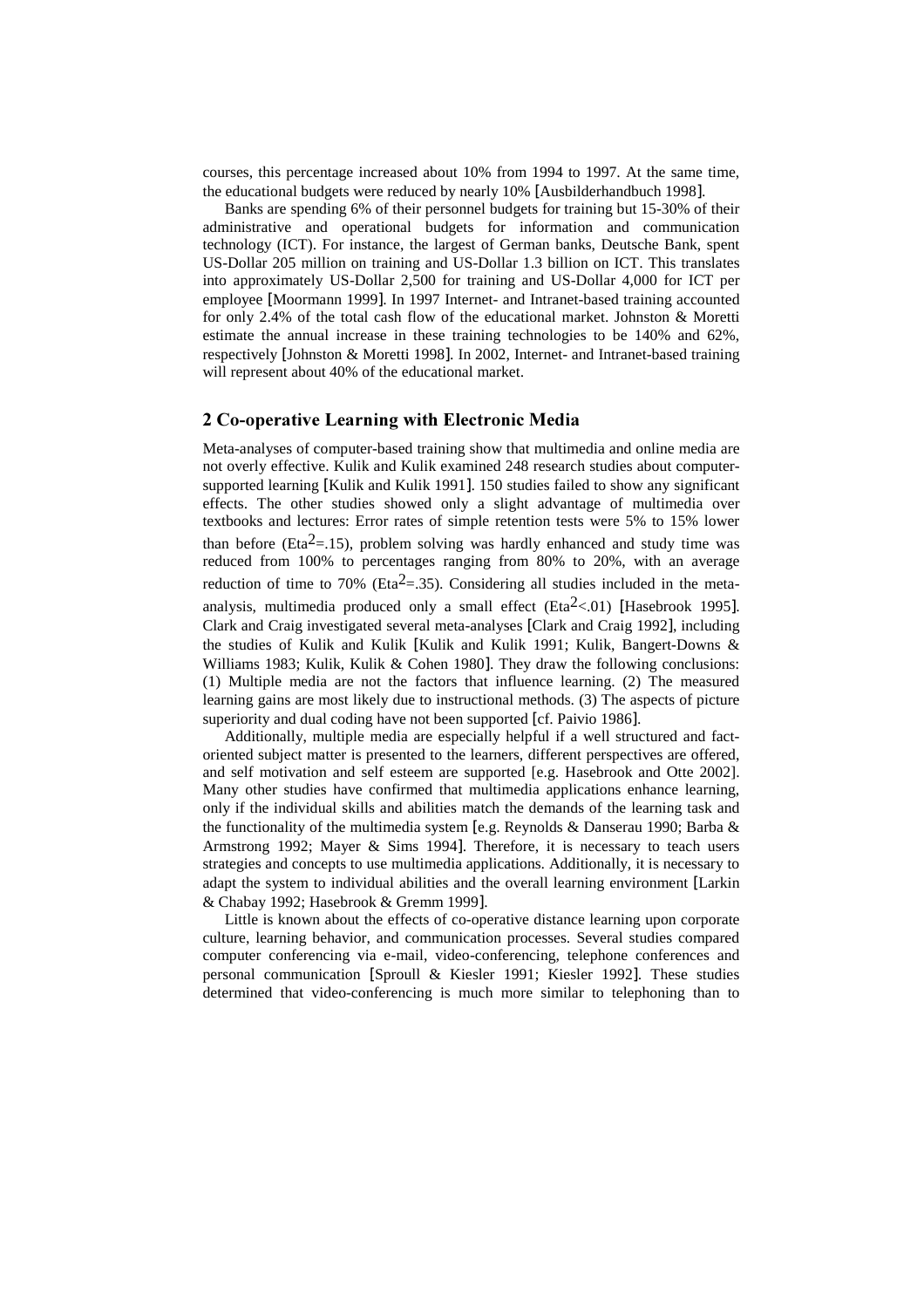courses, this percentage increased about 10% from 1994 to 1997. At the same time, the educational budgets were reduced by nearly 10% [Ausbilderhandbuch 1998].

Banks are spending 6% of their personnel budgets for training but 15-30% of their administrative and operational budgets for information and communication technology (ICT). For instance, the largest of German banks, Deutsche Bank, spent US-Dollar 205 million on training and US-Dollar 1.3 billion on ICT. This translates into approximately US-Dollar 2,500 for training and US-Dollar 4,000 for ICT per employee [Moormann 1999]. In 1997 Internet- and Intranet-based training accounted for only 2.4% of the total cash flow of the educational market. Johnston & Moretti estimate the annual increase in these training technologies to be 140% and 62%, respectively [Johnston & Moretti 1998]. In 2002, Internet- and Intranet-based training will represent about 40% of the educational market.

## 2 Co-operative Learning with Electronic Media

Meta-analyses of computer-based training show that multimedia and online media are not overly effective. Kulik and Kulik examined 248 research studies about computer-supported learning [Kulik and Kulik 1991]. 150 studies failed to show any significant effects. The other studies showed only a slight advantage of multimedia over textbooks and lectures: Error rates of simple retention tests were 5% to 15% lower than before ($Eta^2=.15$), problem solving was hardly enhanced and study time was reduced from 100% to percentages ranging from 80% to 20%, with an average reduction of time to 70% ($Eta^2=.35$). Considering all studies included in the meta-analysis, multimedia produced only a small effect ($Eta^2<.01$) [Hasebrook 1995]. Clark and Craig investigated several meta-analyses [Clark and Craig 1992], including the studies of Kulik and Kulik [Kulik and Kulik 1991; Kulik, Bangert-Downs & Williams 1983; Kulik, Kulik & Cohen 1980]. They draw the following conclusions: (1) Multiple media are not the factors that influence learning. (2) The measured learning gains are most likely due to instructional methods. (3) The aspects of picture superiority and dual coding have not been supported [cf. Paivio 1986].

Additionally, multiple media are especially helpful if a well structured and fact-oriented subject matter is presented to the learners, different perspectives are offered, and self motivation and self esteem are supported [e.g. Hasebrook and Otte 2002]. Many other studies have confirmed that multimedia applications enhance learning, only if the individual skills and abilities match the demands of the learning task and the functionality of the multimedia system [e.g. Reynolds & Danserau 1990; Barba & Armstrong 1992; Mayer & Sims 1994]. Therefore, it is necessary to teach users strategies and concepts to use multimedia applications. Additionally, it is necessary to adapt the system to individual abilities and the overall learning environment [Larkin & Chabay 1992; Hasebrook & Gremm 1999].

Little is known about the effects of co-operative distance learning upon corporate culture, learning behavior, and communication processes. Several studies compared computer conferencing via e-mail, video-conferencing, telephone conferences and personal communication [Sproull & Kiesler 1991; Kiesler 1992]. These studies determined that video-conferencing is much more similar to telephoning than to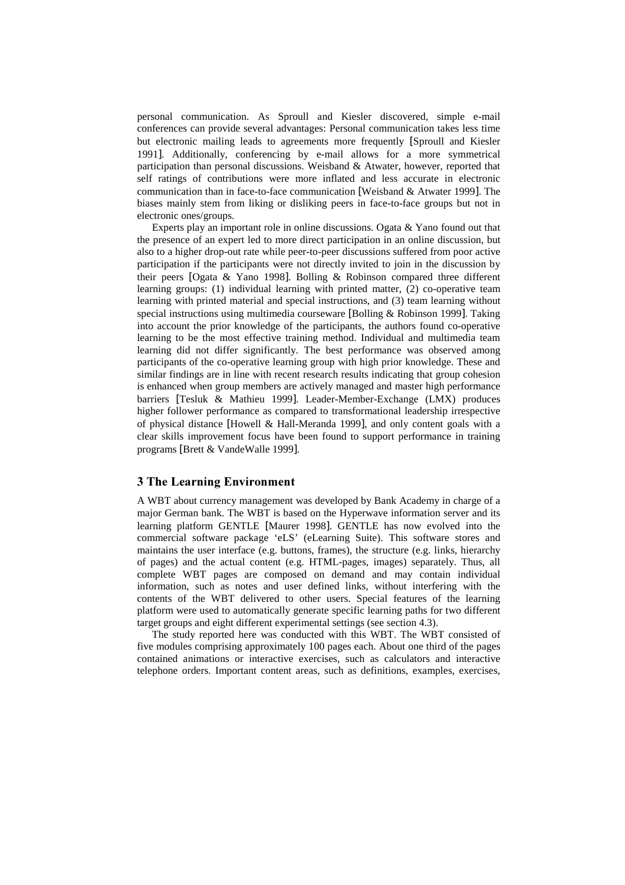personal communication. As Sproull and Kiesler discovered, simple e-mail conferences can provide several advantages: Personal communication takes less time but electronic mailing leads to agreements more frequently [Sproull and Kiesler 1991]. Additionally, conferencing by e-mail allows for a more symmetrical participation than personal discussions. Weisband & Atwater, however, reported that self ratings of contributions were more inflated and less accurate in electronic communication than in face-to-face communication [Weisband & Atwater 1999]. The biases mainly stem from liking or disliking peers in face-to-face groups but not in electronic ones/groups.

Experts play an important role in online discussions. Ogata & Yano found out that the presence of an expert led to more direct participation in an online discussion, but also to a higher drop-out rate while peer-to-peer discussions suffered from poor active participation if the participants were not directly invited to join in the discussion by their peers [Ogata & Yano 1998]. Bolling & Robinson compared three different learning groups: (1) individual learning with printed matter, (2) co-operative team learning with printed material and special instructions, and (3) team learning without special instructions using multimedia courseware [Bolling & Robinson 1999]. Taking into account the prior knowledge of the participants, the authors found co-operative learning to be the most effective training method. Individual and multimedia team learning did not differ significantly. The best performance was observed among participants of the co-operative learning group with high prior knowledge. These and similar findings are in line with recent research results indicating that group cohesion is enhanced when group members are actively managed and master high performance barriers [Tesluk & Mathieu 1999]. Leader-Member-Exchange (LMX) produces higher follower performance as compared to transformational leadership irrespective of physical distance [Howell & Hall-Meranda 1999], and only content goals with a clear skills improvement focus have been found to support performance in training programs [Brett & VandeWalle 1999].

## 3 The Learning Environment

A WBT about currency management was developed by Bank Academy in charge of a major German bank. The WBT is based on the Hyperwave information server and its learning platform GENTLE [Maurer 1998]. GENTLE has now evolved into the commercial software package 'eLS' (eLearning Suite). This software stores and maintains the user interface (e.g. buttons, frames), the structure (e.g. links, hierarchy of pages) and the actual content (e.g. HTML-pages, images) separately. Thus, all complete WBT pages are composed on demand and may contain individual information, such as notes and user defined links, without interfering with the contents of the WBT delivered to other users. Special features of the learning platform were used to automatically generate specific learning paths for two different target groups and eight different experimental settings (see section 4.3).

The study reported here was conducted with this WBT. The WBT consisted of five modules comprising approximately 100 pages each. About one third of the pages contained animations or interactive exercises, such as calculators and interactive telephone orders. Important content areas, such as definitions, examples, exercises,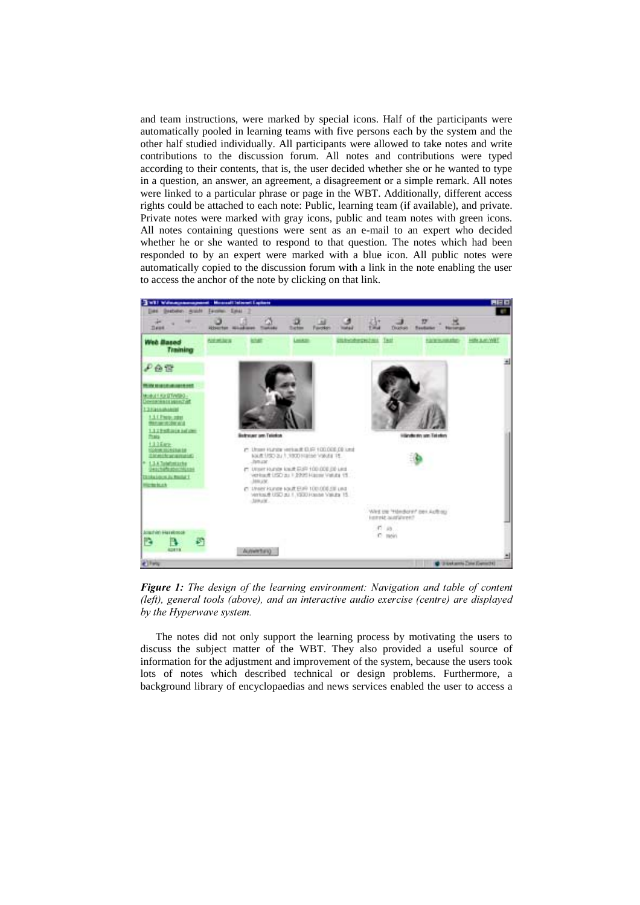and team instructions, were marked by special icons. Half of the participants were automatically pooled in learning teams with five persons each by the system and the other half studied individually. All participants were allowed to take notes and write contributions to the discussion forum. All notes and contributions were typed according to their contents, that is, the user decided whether she or he wanted to type in a question, an answer, an agreement, a disagreement or a simple remark. All notes were linked to a particular phrase or page in the WBT. Additionally, different access rights could be attached to each note: Public, learning team (if available), and private. Private notes were marked with gray icons, public and team notes with green icons. All notes containing questions were sent as an e-mail to an expert who decided whether he or she wanted to respond to that question. The notes which had been responded to by an expert were marked with a blue icon. All public notes were automatically copied to the discussion forum with a link in the note enabling the user to access the anchor of the note by clicking on that link.

***Figure 1:*** *The design of the learning environment: Navigation and table of content (left), general tools (above), and an interactive audio exercise (centre) are displayed by the Hyperwave system.*

The notes did not only support the learning process by motivating the users to discuss the subject matter of the WBT. They also provided a useful source of information for the adjustment and improvement of the system, because the users took lots of notes which described technical or design problems. Furthermore, a background library of encyclopaedias and news services enabled the user to access a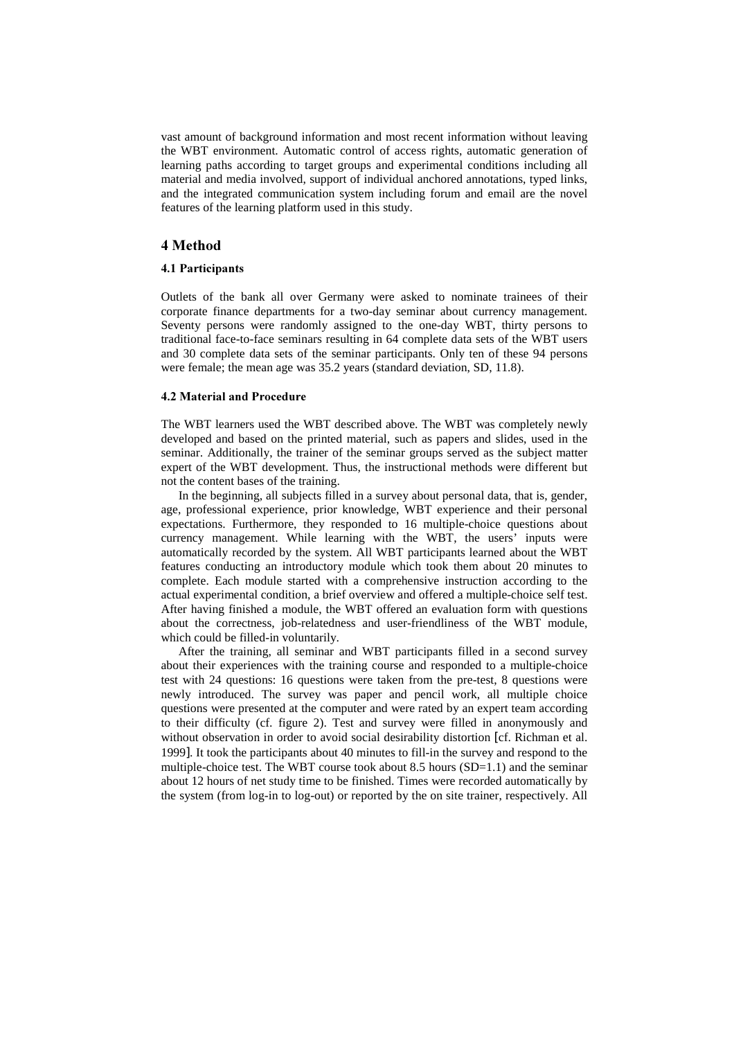vast amount of background information and most recent information without leaving the WBT environment. Automatic control of access rights, automatic generation of learning paths according to target groups and experimental conditions including all material and media involved, support of individual anchored annotations, typed links, and the integrated communication system including forum and email are the novel features of the learning platform used in this study.

## 4 Method

### 4.1 Participants

Outlets of the bank all over Germany were asked to nominate trainees of their corporate finance departments for a two-day seminar about currency management. Seventy persons were randomly assigned to the one-day WBT, thirty persons to traditional face-to-face seminars resulting in 64 complete data sets of the WBT users and 30 complete data sets of the seminar participants. Only ten of these 94 persons were female; the mean age was 35.2 years (standard deviation, SD, 11.8).

### 4.2 Material and Procedure

The WBT learners used the WBT described above. The WBT was completely newly developed and based on the printed material, such as papers and slides, used in the seminar. Additionally, the trainer of the seminar groups served as the subject matter expert of the WBT development. Thus, the instructional methods were different but not the content bases of the training.

In the beginning, all subjects filled in a survey about personal data, that is, gender, age, professional experience, prior knowledge, WBT experience and their personal expectations. Furthermore, they responded to 16 multiple-choice questions about currency management. While learning with the WBT, the users' inputs were automatically recorded by the system. All WBT participants learned about the WBT features conducting an introductory module which took them about 20 minutes to complete. Each module started with a comprehensive instruction according to the actual experimental condition, a brief overview and offered a multiple-choice self test. After having finished a module, the WBT offered an evaluation form with questions about the correctness, job-relatedness and user-friendliness of the WBT module, which could be filled-in voluntarily.

After the training, all seminar and WBT participants filled in a second survey about their experiences with the training course and responded to a multiple-choice test with 24 questions: 16 questions were taken from the pre-test, 8 questions were newly introduced. The survey was paper and pencil work, all multiple choice questions were presented at the computer and were rated by an expert team according to their difficulty (cf. figure 2). Test and survey were filled in anonymously and without observation in order to avoid social desirability distortion [cf. Richman et al. 1999]. It took the participants about 40 minutes to fill-in the survey and respond to the multiple-choice test. The WBT course took about 8.5 hours (SD=1.1) and the seminar about 12 hours of net study time to be finished. Times were recorded automatically by the system (from log-in to log-out) or reported by the on site trainer, respectively. All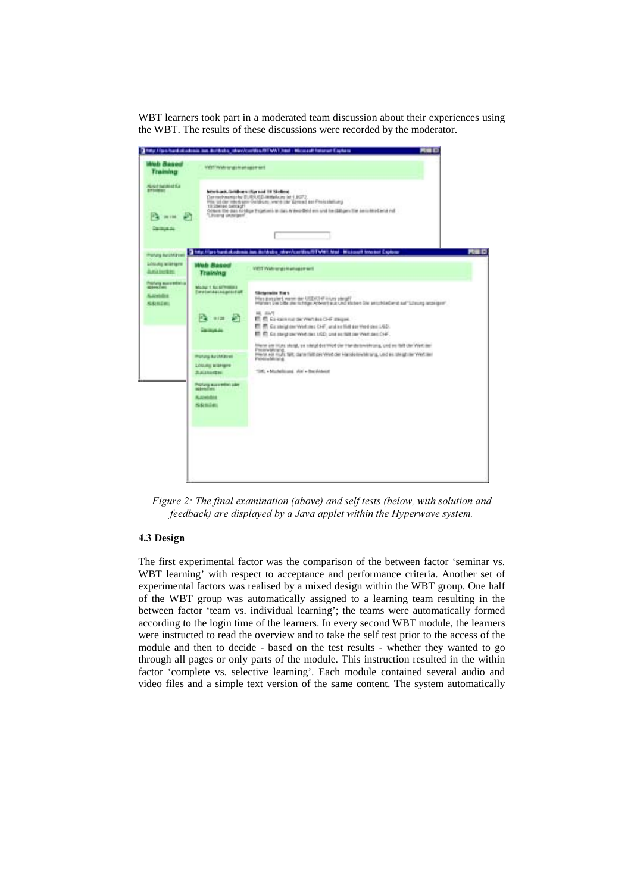WBT learners took part in a moderated team discussion about their experiences using the WBT. The results of these discussions were recorded by the moderator.

*Figure 2: The final examination (above) and self tests (below, with solution and feedback) are displayed by a Java applet within the Hyperwave system.*

### 4.3 Design

The first experimental factor was the comparison of the between factor 'seminar vs. WBT learning' with respect to acceptance and performance criteria. Another set of experimental factors was realised by a mixed design within the WBT group. One half of the WBT group was automatically assigned to a learning team resulting in the between factor 'team vs. individual learning'; the teams were automatically formed according to the login time of the learners. In every second WBT module, the learners were instructed to read the overview and to take the self test prior to the access of the module and then to decide - based on the test results - whether they wanted to go through all pages or only parts of the module. This instruction resulted in the within factor 'complete vs. selective learning'. Each module contained several audio and video files and a simple text version of the same content. The system automatically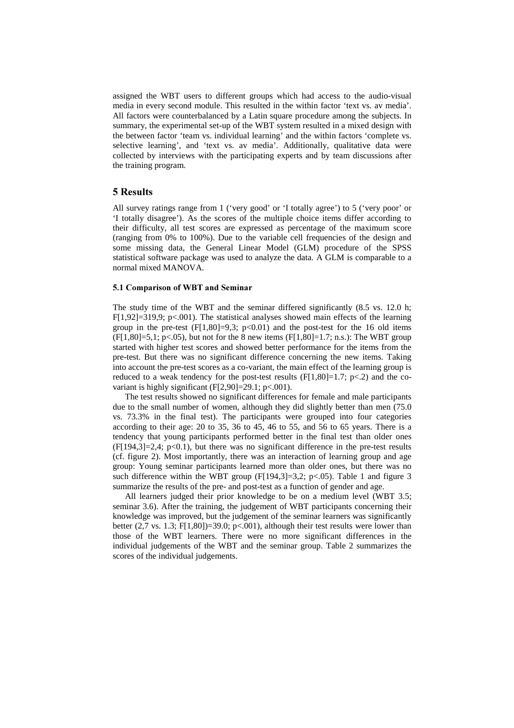assigned the WBT users to different groups which had access to the audio-visual media in every second module. This resulted in the within factor 'text vs. av media'. All factors were counterbalanced by a Latin square procedure among the subjects. In summary, the experimental set-up of the WBT system resulted in a mixed design with the between factor 'team vs. individual learning' and the within factors 'complete vs. selective learning', and 'text vs. av media'. Additionally, qualitative data were collected by interviews with the participating experts and by team discussions after the training program.

## 5 Results

All survey ratings range from 1 ('very good' or 'I totally agree') to 5 ('very poor' or 'I totally disagree'). As the scores of the multiple choice items differ according to their difficulty, all test scores are expressed as percentage of the maximum score (ranging from 0% to 100%). Due to the variable cell frequencies of the design and some missing data, the General Linear Model (GLM) procedure of the SPSS statistical software package was used to analyze the data. A GLM is comparable to a normal mixed MANOVA.

### 5.1 Comparison of WBT and Seminar

The study time of the WBT and the seminar differed significantly (8.5 vs. 12.0 h; $F[1,92]=319{,}9$; $p<.001$). The statistical analyses showed main effects of the learning group in the pre-test ($F[1,80]=9{,}3$; $p<0.01$) and the post-test for the 16 old items ($F[1,80]=5{,}1$; $p<.05$), but not for the 8 new items ($F[1,80]=1.7$; n.s.): The WBT group started with higher test scores and showed better performance for the items from the pre-test. But there was no significant difference concerning the new items. Taking into account the pre-test scores as a co-variant, the main effect of the learning group is reduced to a weak tendency for the post-test results ($F[1,80]=1.7$; $p<.2$) and the co-variant is highly significant ($F[2,90]=29.1$; $p<.001$).

The test results showed no significant differences for female and male participants due to the small number of women, although they did slightly better than men (75.0 vs. 73.3% in the final test). The participants were grouped into four categories according to their age: 20 to 35, 36 to 45, 46 to 55, and 56 to 65 years. There is a tendency that young participants performed better in the final test than older ones ($F[194,3]=2{,}4$; $p<0.1$), but there was no significant difference in the pre-test results (cf. figure 2). Most importantly, there was an interaction of learning group and age group: Young seminar participants learned more than older ones, but there was no such difference within the WBT group ($F[194,3]=3{,}2$; $p<.05$). Table 1 and figure 3 summarize the results of the pre- and post-test as a function of gender and age.

All learners judged their prior knowledge to be on a medium level (WBT 3.5; seminar 3.6). After the training, the judgement of WBT participants concerning their knowledge was improved, but the judgement of the seminar learners was significantly better (2,7 vs. 1.3; $F[1,80])=39.0$; $p<.001$), although their test results were lower than those of the WBT learners. There were no more significant differences in the individual judgements of the WBT and the seminar group. Table 2 summarizes the scores of the individual judgements.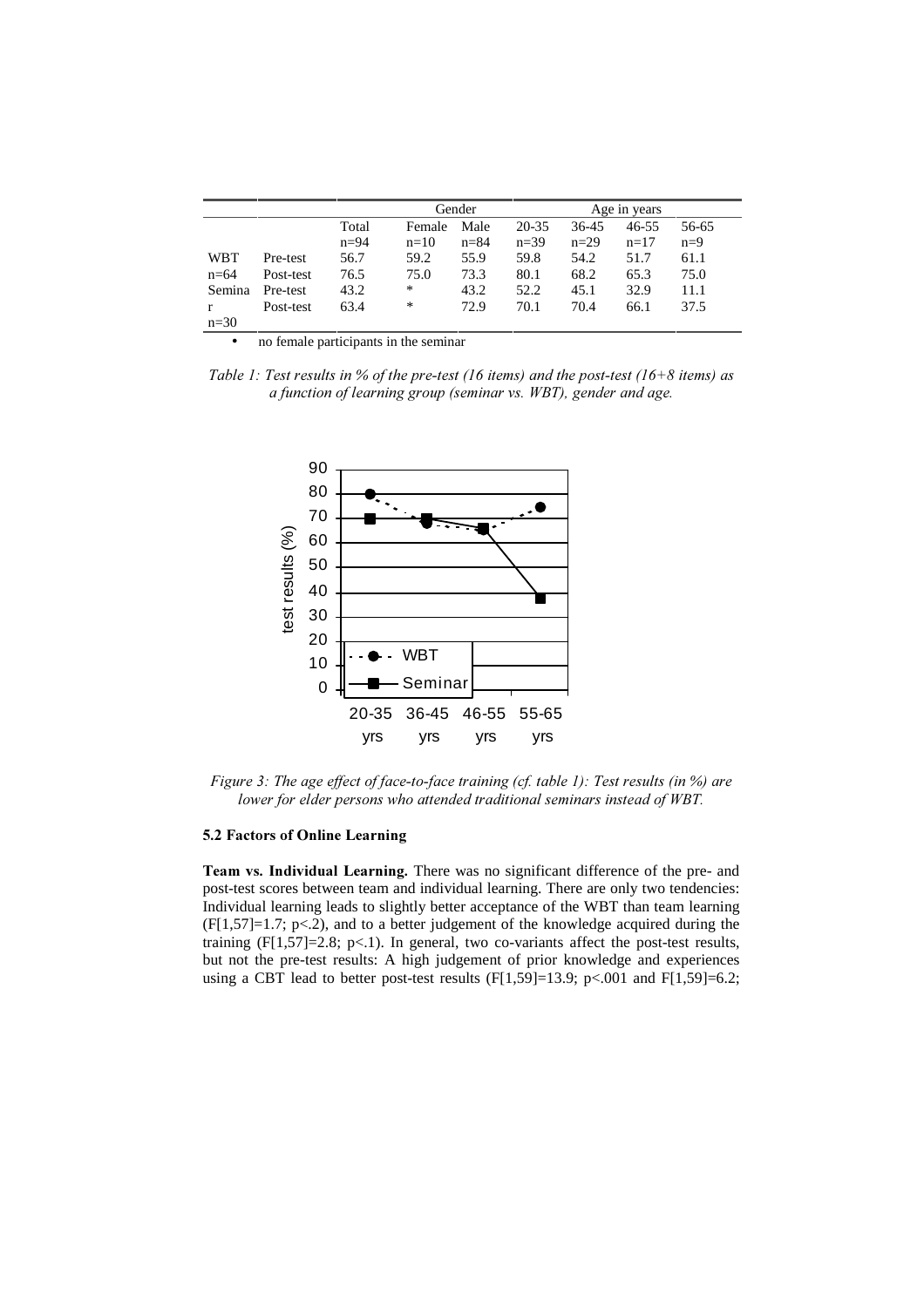| | | Total | Gender | | Age in years | | | |
|---|---|---|---|---|---|---|---|---|
| | | | Female | Male | 20-35 | 36-45 | 46-55 | 56-65 |
| | | n=94 | n=10 | n=84 | n=39 | n=29 | n=17 | n=9 |
| WBT n=64 | Pre-test | 56.7 | 59.2 | 55.9 | 59.8 | 54.2 | 51.7 | 61.1 |
| | Post-test | 76.5 | 75.0 | 73.3 | 80.1 | 68.2 | 65.3 | 75.0 |
| Seminar n=30 | Pre-test | 43.2 | * | 43.2 | 52.2 | 45.1 | 32.9 | 11.1 |
| | Post-test | 63.4 | * | 72.9 | 70.1 | 70.4 | 66.1 | 37.5 |

- no female participants in the seminar

*Table 1: Test results in % of the pre-test (16 items) and the post-test (16+8 items) as a function of learning group (seminar vs. WBT), gender and age.*

*Figure 3: The age effect of face-to-face training (cf. table 1): Test results (in %) are lower for elder persons who attended traditional seminars instead of WBT.*

### 5.2 Factors of Online Learning

**Team vs. Individual Learning.** There was no significant difference of the pre- and post-test scores between team and individual learning. There are only two tendencies: Individual learning leads to slightly better acceptance of the WBT than team learning ($F[1,57]=1.7$; $p<.2$), and to a better judgement of the knowledge acquired during the training ($F[1,57]=2.8$; $p<.1$). In general, two co-variants affect the post-test results, but not the pre-test results: A high judgement of prior knowledge and experiences using a CBT lead to better post-test results ($F[1,59]=13.9$; $p<.001$ and $F[1,59]=6.2$;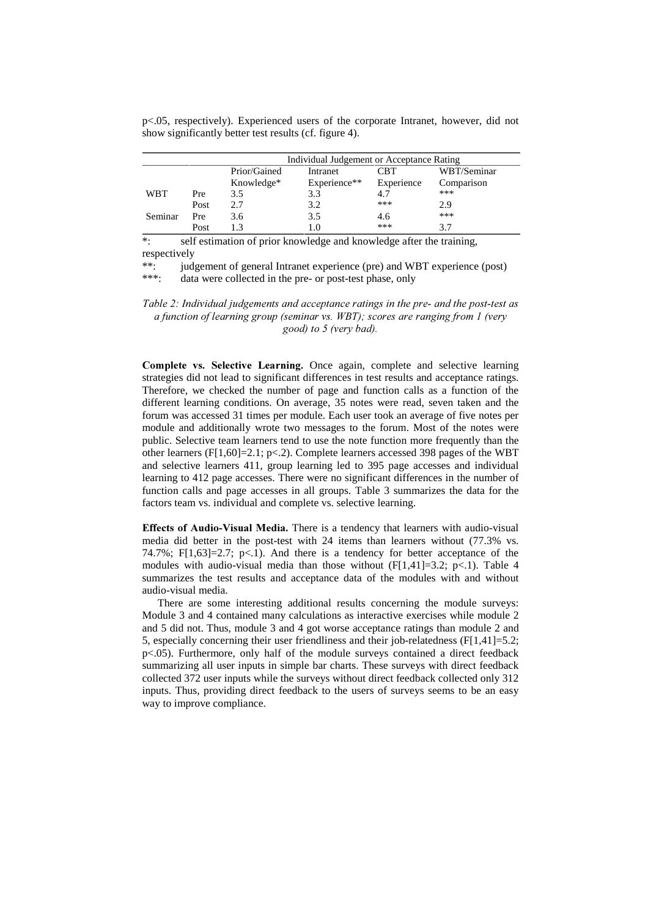p<.05, respectively). Experienced users of the corporate Intranet, however, did not show significantly better test results (cf. figure 4).

| | | Individual Judgement or Acceptance Rating | | | |
|---|---|---|---|---|---|
| | | Prior/Gained Knowledge* | Intranet Experience** | CBT Experience | WBT/Seminar Comparison |
| WBT | Pre | 3.5 | 3.3 | 4.7 | *** |
| | Post | 2.7 | 3.2 | *** | 2.9 |
| Seminar | Pre | 3.6 | 3.5 | 4.6 | *** |
| | Post | 1.3 | 1.0 | *** | 3.7 |

*: self estimation of prior knowledge and knowledge after the training, respectively
**: judgement of general Intranet experience (pre) and WBT experience (post)
***: data were collected in the pre- or post-test phase, only

*Table 2: Individual judgements and acceptance ratings in the pre- and the post-test as a function of learning group (seminar vs. WBT); scores are ranging from 1 (very good) to 5 (very bad).*

**Complete vs. Selective Learning.** Once again, complete and selective learning strategies did not lead to significant differences in test results and acceptance ratings. Therefore, we checked the number of page and function calls as a function of the different learning conditions. On average, 35 notes were read, seven taken and the forum was accessed 31 times per module. Each user took an average of five notes per module and additionally wrote two messages to the forum. Most of the notes were public. Selective team learners tend to use the note function more frequently than the other learners ($F[1,60]=2.1$; $p<.2$). Complete learners accessed 398 pages of the WBT and selective learners 411, group learning led to 395 page accesses and individual learning to 412 page accesses. There were no significant differences in the number of function calls and page accesses in all groups. Table 3 summarizes the data for the factors team vs. individual and complete vs. selective learning.

**Effects of Audio-Visual Media.** There is a tendency that learners with audio-visual media did better in the post-test with 24 items than learners without (77.3% vs. 74.7%; $F[1,63]=2.7$; $p<.1$). And there is a tendency for better acceptance of the modules with audio-visual media than those without ($F[1,41]=3.2$; $p<.1$). Table 4 summarizes the test results and acceptance data of the modules with and without audio-visual media.

There are some interesting additional results concerning the module surveys: Module 3 and 4 contained many calculations as interactive exercises while module 2 and 5 did not. Thus, module 3 and 4 got worse acceptance ratings than module 2 and 5, especially concerning their user friendliness and their job-relatedness ($F[1,41]=5.2$; $p<.05$). Furthermore, only half of the module surveys contained a direct feedback summarizing all user inputs in simple bar charts. These surveys with direct feedback collected 372 user inputs while the surveys without direct feedback collected only 312 inputs. Thus, providing direct feedback to the users of surveys seems to be an easy way to improve compliance.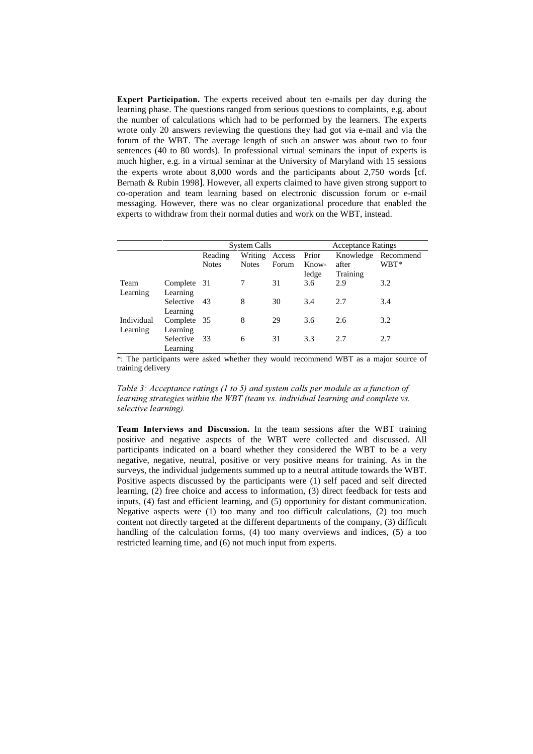**Expert Participation.** The experts received about ten e-mails per day during the learning phase. The questions ranged from serious questions to complaints, e.g. about the number of calculations which had to be performed by the learners. The experts wrote only 20 answers reviewing the questions they had got via e-mail and via the forum of the WBT. The average length of such an answer was about two to four sentences (40 to 80 words). In professional virtual seminars the input of experts is much higher, e.g. in a virtual seminar at the University of Maryland with 15 sessions the experts wrote about 8,000 words and the participants about 2,750 words [cf. Bernath & Rubin 1998]. However, all experts claimed to have given strong support to co-operation and team learning based on electronic discussion forum or e-mail messaging. However, there was no clear organizational procedure that enabled the experts to withdraw from their normal duties and work on the WBT, instead.

| | | System Calls | | | Acceptance Ratings | | |
|---|---|---|---|---|---|---|---|
| | | Reading Notes | Writing Notes | Access Forum | Prior Know-ledge | Knowledge after Training | Recommend WBT* |
| Team Learning | Complete Learning | 31 | 7 | 31 | 3.6 | 2.9 | 3.2 |
| | Selective Learning | 43 | 8 | 30 | 3.4 | 2.7 | 3.4 |
| Individual Learning | Complete Learning | 35 | 8 | 29 | 3.6 | 2.6 | 3.2 |
| | Selective Learning | 33 | 6 | 31 | 3.3 | 2.7 | 2.7 |

*: The participants were asked whether they would recommend WBT as a major source of training delivery

*Table 3: Acceptance ratings (1 to 5) and system calls per module as a function of learning strategies within the WBT (team vs. individual learning and complete vs. selective learning).*

**Team Interviews and Discussion.** In the team sessions after the WBT training positive and negative aspects of the WBT were collected and discussed. All participants indicated on a board whether they considered the WBT to be a very negative, negative, neutral, positive or very positive means for training. As in the surveys, the individual judgements summed up to a neutral attitude towards the WBT. Positive aspects discussed by the participants were (1) self paced and self directed learning, (2) free choice and access to information, (3) direct feedback for tests and inputs, (4) fast and efficient learning, and (5) opportunity for distant communication. Negative aspects were (1) too many and too difficult calculations, (2) too much content not directly targeted at the different departments of the company, (3) difficult handling of the calculation forms, (4) too many overviews and indices, (5) a too restricted learning time, and (6) not much input from experts.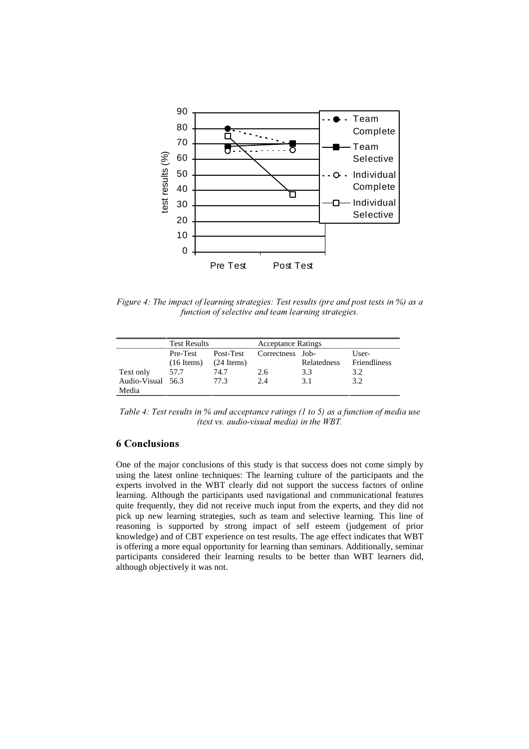*Figure 4: The impact of learning strategies: Test results (pre and post tests in %) as a function of selective and team learning strategies.*

| | Test Results | | Acceptance Ratings | | |
|---|---|---|---|---|---|
| | Pre-Test (16 Items) | Post-Test (24 Items) | Correctness | Job-Relatedness | User-Friendliness |
| Text only | 57.7 | 74.7 | 2.6 | 3.3 | 3.2 |
| Audio-Visual Media | 56.3 | 77.3 | 2.4 | 3.1 | 3.2 |

*Table 4: Test results in % and acceptance ratings (1 to 5) as a function of media use (text vs. audio-visual media) in the WBT.*

## 6 Conclusions

One of the major conclusions of this study is that success does not come simply by using the latest online techniques: The learning culture of the participants and the experts involved in the WBT clearly did not support the success factors of online learning. Although the participants used navigational and communicational features quite frequently, they did not receive much input from the experts, and they did not pick up new learning strategies, such as team and selective learning. This line of reasoning is supported by strong impact of self esteem (judgement of prior knowledge) and of CBT experience on test results. The age effect indicates that WBT is offering a more equal opportunity for learning than seminars. Additionally, seminar participants considered their learning results to be better than WBT learners did, although objectively it was not.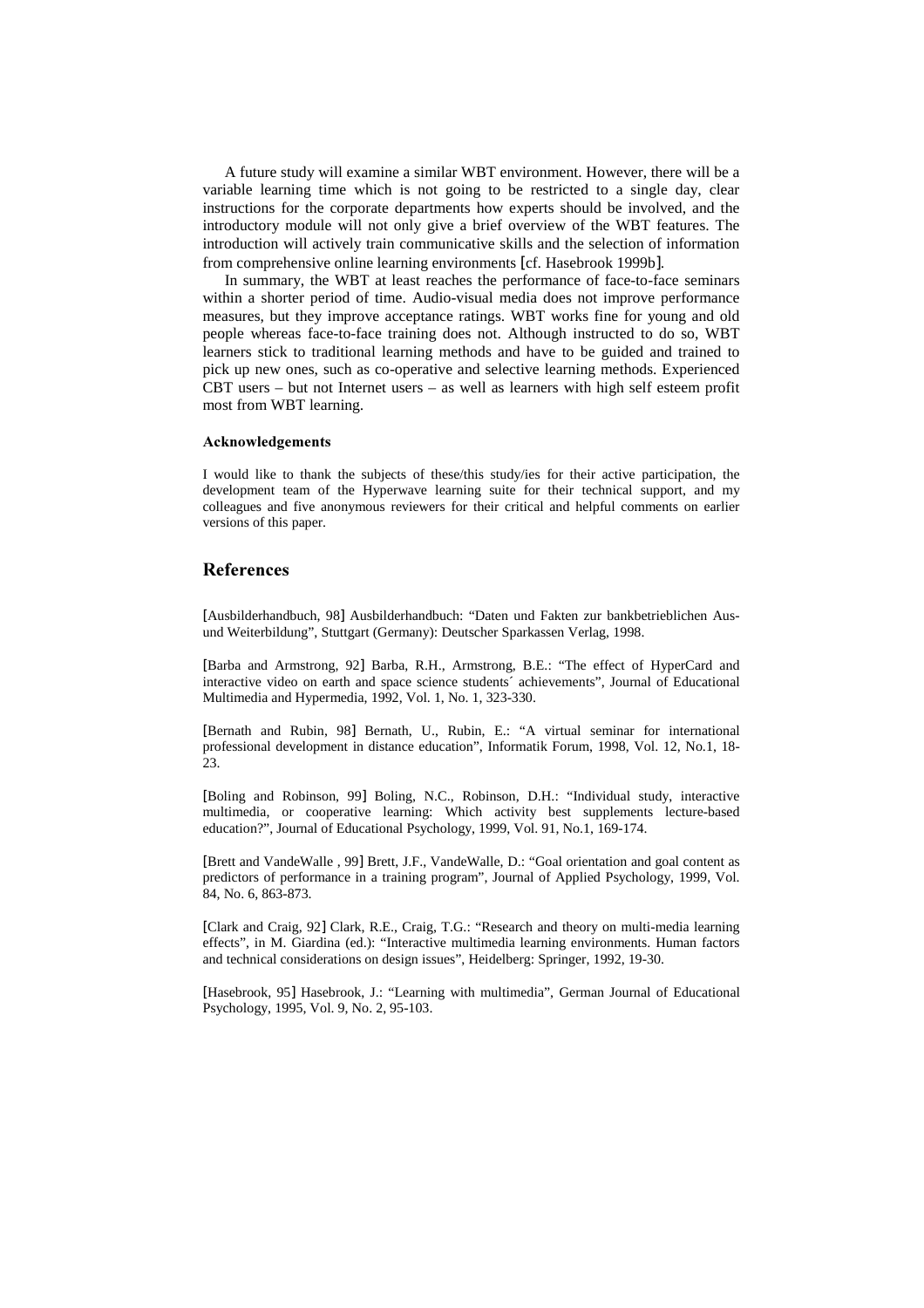A future study will examine a similar WBT environment. However, there will be a variable learning time which is not going to be restricted to a single day, clear instructions for the corporate departments how experts should be involved, and the introductory module will not only give a brief overview of the WBT features. The introduction will actively train communicative skills and the selection of information from comprehensive online learning environments [cf. Hasebrook 1999b].

In summary, the WBT at least reaches the performance of face-to-face seminars within a shorter period of time. Audio-visual media does not improve performance measures, but they improve acceptance ratings. WBT works fine for young and old people whereas face-to-face training does not. Although instructed to do so, WBT learners stick to traditional learning methods and have to be guided and trained to pick up new ones, such as co-operative and selective learning methods. Experienced CBT users – but not Internet users – as well as learners with high self esteem profit most from WBT learning.

#### Acknowledgements

I would like to thank the subjects of these/this study/ies for their active participation, the development team of the Hyperwave learning suite for their technical support, and my colleagues and five anonymous reviewers for their critical and helpful comments on earlier versions of this paper.

## References

[Ausbilderhandbuch, 98] Ausbilderhandbuch: "Daten und Fakten zur bankbetrieblichen Aus- und Weiterbildung", Stuttgart (Germany): Deutscher Sparkassen Verlag, 1998.

[Barba and Armstrong, 92] Barba, R.H., Armstrong, B.E.: "The effect of HyperCard and interactive video on earth and space science students´ achievements", Journal of Educational Multimedia and Hypermedia, 1992, Vol. 1, No. 1, 323-330.

[Bernath and Rubin, 98] Bernath, U., Rubin, E.: "A virtual seminar for international professional development in distance education", Informatik Forum, 1998, Vol. 12, No.1, 18-23.

[Boling and Robinson, 99] Boling, N.C., Robinson, D.H.: "Individual study, interactive multimedia, or cooperative learning: Which activity best supplements lecture-based education?", Journal of Educational Psychology, 1999, Vol. 91, No.1, 169-174.

[Brett and VandeWalle , 99] Brett, J.F., VandeWalle, D.: "Goal orientation and goal content as predictors of performance in a training program", Journal of Applied Psychology, 1999, Vol. 84, No. 6, 863-873.

[Clark and Craig, 92] Clark, R.E., Craig, T.G.: "Research and theory on multi-media learning effects", in M. Giardina (ed.): "Interactive multimedia learning environments. Human factors and technical considerations on design issues", Heidelberg: Springer, 1992, 19-30.

[Hasebrook, 95] Hasebrook, J.: "Learning with multimedia", German Journal of Educational Psychology, 1995, Vol. 9, No. 2, 95-103.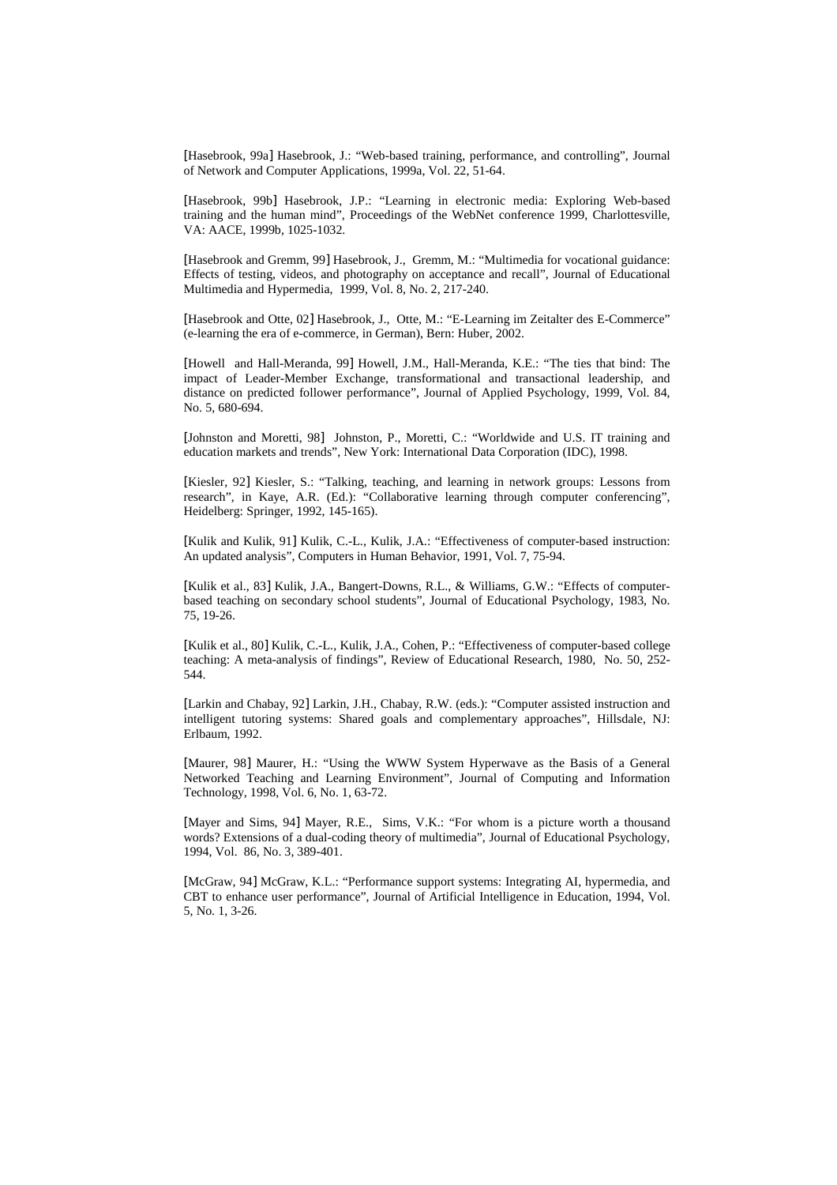[Hasebrook, 99a] Hasebrook, J.: "Web-based training, performance, and controlling", Journal of Network and Computer Applications, 1999a, Vol. 22, 51-64.

[Hasebrook, 99b] Hasebrook, J.P.: "Learning in electronic media: Exploring Web-based training and the human mind", Proceedings of the WebNet conference 1999, Charlottesville, VA: AACE, 1999b, 1025-1032.

[Hasebrook and Gremm, 99] Hasebrook, J., Gremm, M.: "Multimedia for vocational guidance: Effects of testing, videos, and photography on acceptance and recall", Journal of Educational Multimedia and Hypermedia, 1999, Vol. 8, No. 2, 217-240.

[Hasebrook and Otte, 02] Hasebrook, J., Otte, M.: "E-Learning im Zeitalter des E-Commerce" (e-learning the era of e-commerce, in German), Bern: Huber, 2002.

[Howell and Hall-Meranda, 99] Howell, J.M., Hall-Meranda, K.E.: "The ties that bind: The impact of Leader-Member Exchange, transformational and transactional leadership, and distance on predicted follower performance", Journal of Applied Psychology, 1999, Vol. 84, No. 5, 680-694.

[Johnston and Moretti, 98] Johnston, P., Moretti, C.: "Worldwide and U.S. IT training and education markets and trends", New York: International Data Corporation (IDC), 1998.

[Kiesler, 92] Kiesler, S.: "Talking, teaching, and learning in network groups: Lessons from research", in Kaye, A.R. (Ed.): "Collaborative learning through computer conferencing", Heidelberg: Springer, 1992, 145-165).

[Kulik and Kulik, 91] Kulik, C.-L., Kulik, J.A.: "Effectiveness of computer-based instruction: An updated analysis", Computers in Human Behavior, 1991, Vol. 7, 75-94.

[Kulik et al., 83] Kulik, J.A., Bangert-Downs, R.L., & Williams, G.W.: "Effects of computer-based teaching on secondary school students", Journal of Educational Psychology, 1983, No. 75, 19-26.

[Kulik et al., 80] Kulik, C.-L., Kulik, J.A., Cohen, P.: "Effectiveness of computer-based college teaching: A meta-analysis of findings", Review of Educational Research, 1980, No. 50, 252-544.

[Larkin and Chabay, 92] Larkin, J.H., Chabay, R.W. (eds.): "Computer assisted instruction and intelligent tutoring systems: Shared goals and complementary approaches", Hillsdale, NJ: Erlbaum, 1992.

[Maurer, 98] Maurer, H.: "Using the WWW System Hyperwave as the Basis of a General Networked Teaching and Learning Environment", Journal of Computing and Information Technology, 1998, Vol. 6, No. 1, 63-72.

[Mayer and Sims, 94] Mayer, R.E., Sims, V.K.: "For whom is a picture worth a thousand words? Extensions of a dual-coding theory of multimedia", Journal of Educational Psychology, 1994, Vol. 86, No. 3, 389-401.

[McGraw, 94] McGraw, K.L.: "Performance support systems: Integrating AI, hypermedia, and CBT to enhance user performance", Journal of Artificial Intelligence in Education, 1994, Vol. 5, No. 1, 3-26.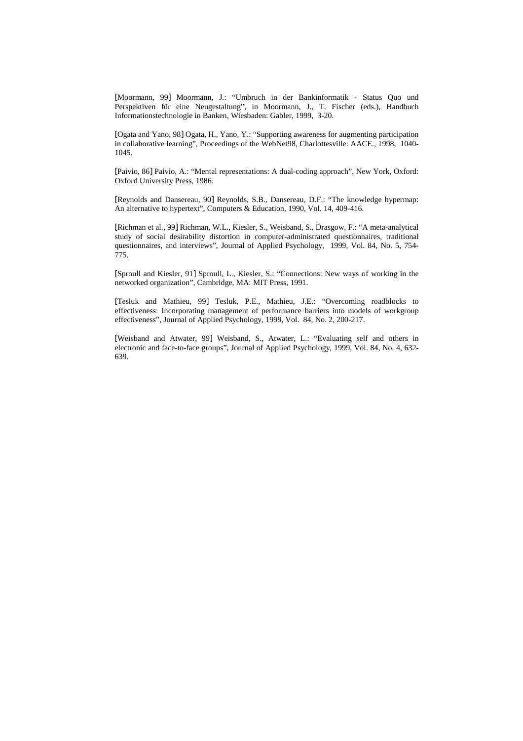[Moormann, 99] Moormann, J.: "Umbruch in der Bankinformatik - Status Quo und Perspektiven für eine Neugestaltung", in Moormann, J., T. Fischer (eds.), Handbuch Informationstechnologie in Banken, Wiesbaden: Gabler, 1999, 3-20.

[Ogata and Yano, 98] Ogata, H., Yano, Y.: "Supporting awareness for augmenting participation in collaborative learning", Proceedings of the WebNet98, Charlottesville: AACE., 1998, 1040-1045.

[Paivio, 86] Paivio, A.: "Mental representations: A dual-coding approach", New York, Oxford: Oxford University Press, 1986.

[Reynolds and Dansereau, 90] Reynolds, S.B., Dansereau, D.F.: "The knowledge hypermap: An alternative to hypertext", Computers & Education, 1990, Vol. 14, 409-416.

[Richman et al., 99] Richman, W.L., Kiesler, S., Weisband, S., Drasgow, F.: "A meta-analytical study of social desirability distortion in computer-administrated questionnaires, traditional questionnaires, and interviews", Journal of Applied Psychology, 1999, Vol. 84, No. 5, 754-775.

[Sproull and Kiesler, 91] Sproull, L., Kiesler, S.: "Connections: New ways of working in the networked organization", Cambridge, MA: MIT Press, 1991.

[Tesluk and Mathieu, 99] Tesluk, P.E., Mathieu, J.E.: "Overcoming roadblocks to effectiveness: Incorporating management of performance barriers into models of workgroup effectiveness", Journal of Applied Psychology, 1999, Vol. 84, No. 2, 200-217.

[Weisband and Atwater, 99] Weisband, S., Atwater, L.: "Evaluating self and others in electronic and face-to-face groups", Journal of Applied Psychology, 1999, Vol. 84, No. 4, 632-639.